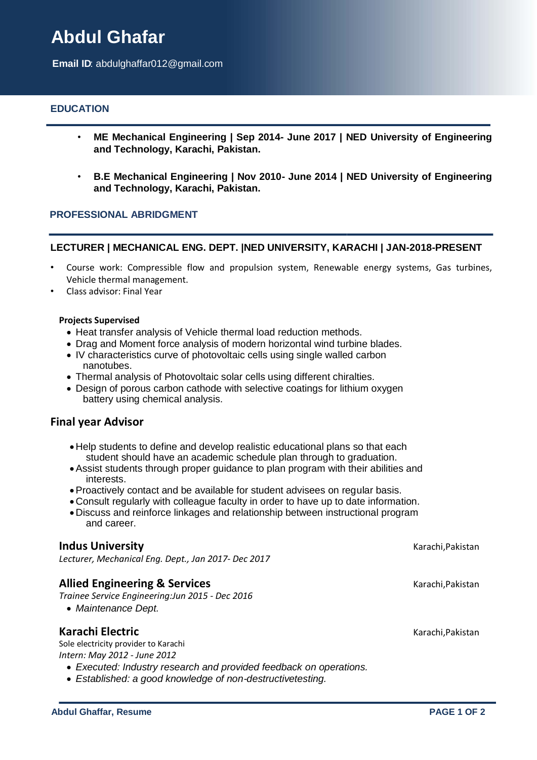# Abdul Ghafar

**Email ID**: abdulghaffar012@gmail.com

## EDUCATION

- **ME Mechanical Engineering | Sep 2014- June 2017 | NED University of Engineering and Technology, Karachi, Pakistan.**
- **B.E Mechanical Engineering | Nov 2010- June 2014 | NED University of Engineering and Technology, Karachi, Pakistan.**

## PROFESSIONAL ABRIDGMENT

### LECTURER | MECHANICAL ENG. DEPT. |NED UNIVERSITY, KARACHI | JAN-2018-PRESENT

- Course work: Compressible flow and propulsion system, Renewable energy systems, Gas turbines, Vehicle thermal management.
- Class advisor: Final Year

**Projects Supervised**

- Heat transfer analysis of Vehicle thermal load reduction methods.
- Drag and Moment force analysis of modern horizontal wind turbine blades.
- IV characteristics curve of photovoltaic cells using single walled carbon nanotubes.
- Thermal analysis of Photovoltaic solar cells using different chiralties.
- Design of porous carbon cathode with selective coatings for lithium oxygen battery using chemical analysis.

### Final year Advisor

- Help students to define and develop realistic educational plans so that each student should have an academic schedule plan through to graduation.
- Assist students through proper guidance to plan program with their abilities and interests.
- Proactively contact and be available for student advisees on regular basis.
- Consult regularly with colleague faculty in order to have up to date information.
- Discuss and reinforce linkages and relationship between instructional program and career.

### Indus University
Karachi,Pakistan

*Lecturer, Mechanical Eng. Dept., Jan 2017- Dec 2017*

### Allied Engineering & Services
Karachi,Pakistan

*Trainee Service Engineering:Jun 2015 - Dec 2016*

- *Maintenance Dept.*

### Karachi Electric
Karachi,Pakistan

Sole electricity provider to Karachi

*Intern: May 2012 - June 2012*

- *Executed: Industry research and provided feedback on operations.*
- *Established: a good knowledge of non-destructivetesting.*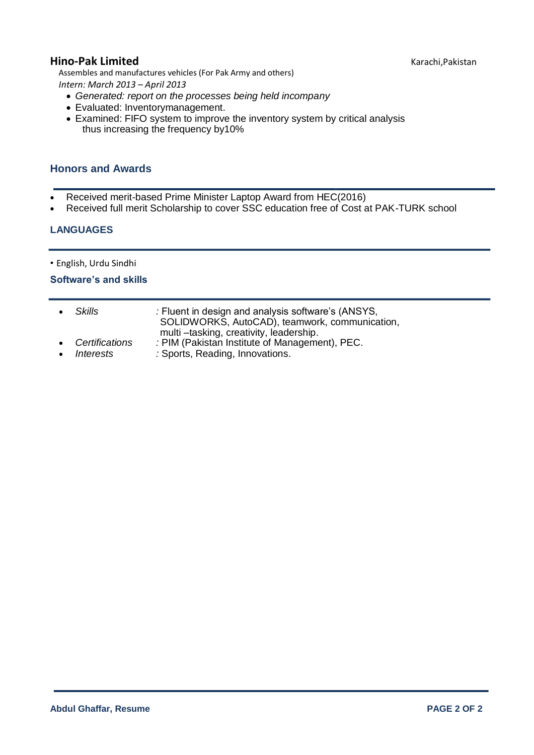### Hino-Pak Limited

Karachi,Pakistan

Assembles and manufactures vehicles (For Pak Army and others)

*Intern: March 2013 – April 2013*

- *Generated: report on the processes being held incompany*
- Evaluated: Inventorymanagement.
- Examined: FIFO system to improve the inventory system by critical analysis thus increasing the frequency by10%

## Honors and Awards

- Received merit-based Prime Minister Laptop Award from HEC(2016)
- Received full merit Scholarship to cover SSC education free of Cost at PAK-TURK school

## LANGUAGES

- English, Urdu Sindhi

## Software's and skills

- *Skills* : Fluent in design and analysis software's (ANSYS, SOLIDWORKS, AutoCAD), teamwork, communication, multi –tasking, creativity, leadership.
- *Certifications* : PIM (Pakistan Institute of Management), PEC.
- *Interests* : Sports, Reading, Innovations.